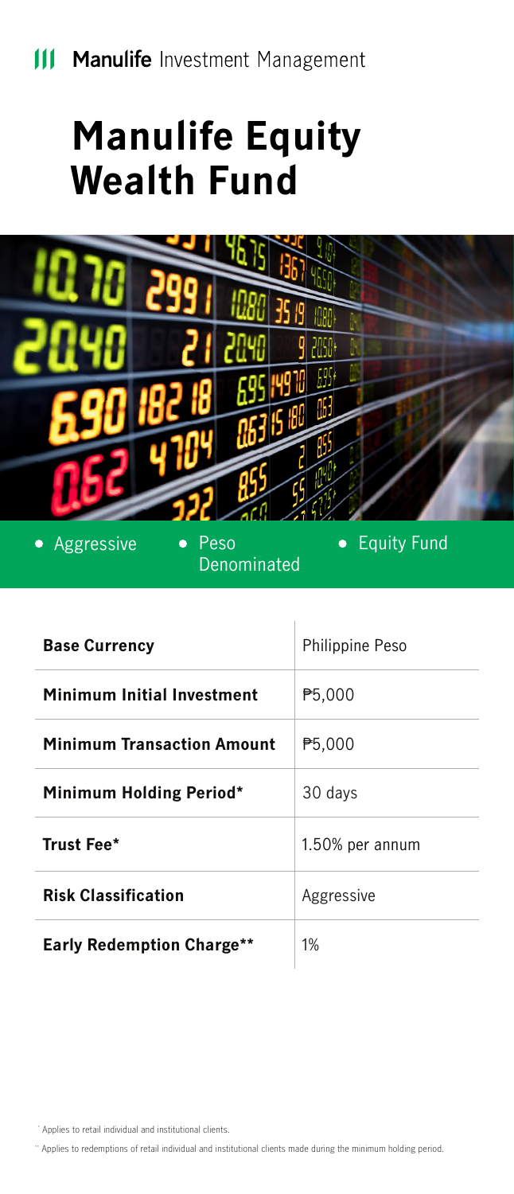Manulife Investment Management

# Manulife Equity Wealth Fund

- Aggressive
- Peso Denominated
- Equity Fund

| | |
|---|---|
| **Base Currency** | Philippine Peso |
| **Minimum Initial Investment** | ₱5,000 |
| **Minimum Transaction Amount** | ₱5,000 |
| **Minimum Holding Period*** | 30 days |
| **Trust Fee*** | 1.50% per annum |
| **Risk Classification** | Aggressive |
| **Early Redemption Charge**** | 1% |

* Applies to retail individual and institutional clients.

** Applies to redemptions of retail individual and institutional clients made during the minimum holding period.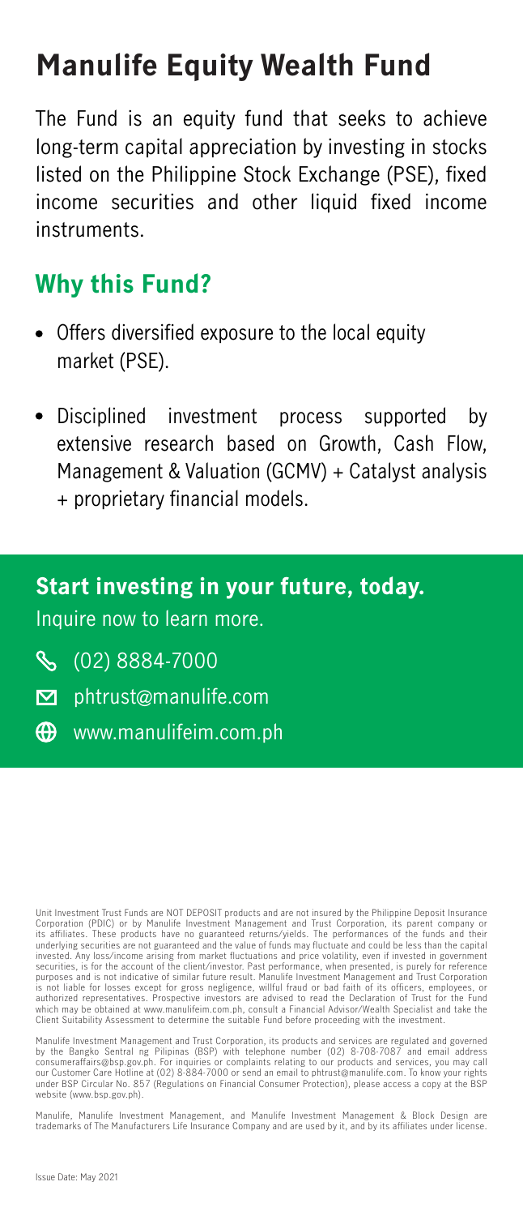# Manulife Equity Wealth Fund

The Fund is an equity fund that seeks to achieve long-term capital appreciation by investing in stocks listed on the Philippine Stock Exchange (PSE), fixed income securities and other liquid fixed income instruments.

## Why this Fund?

- Offers diversified exposure to the local equity market (PSE).
- Disciplined investment process supported by extensive research based on Growth, Cash Flow, Management & Valuation (GCMV) + Catalyst analysis + proprietary financial models.

## Start investing in your future, today.

Inquire now to learn more.

- (02) 8884-7000
- phtrust@manulife.com
- www.manulifeim.com.ph

Unit Investment Trust Funds are NOT DEPOSIT products and are not insured by the Philippine Deposit Insurance Corporation (PDIC) or by Manulife Investment Management and Trust Corporation, its parent company or its affiliates. These products have no guaranteed returns/yields. The performances of the funds and their underlying securities are not guaranteed and the value of funds may fluctuate and could be less than the capital invested. Any loss/income arising from market fluctuations and price volatility, even if invested in government securities, is for the account of the client/investor. Past performance, when presented, is purely for reference purposes and is not indicative of similar future result. Manulife Investment Management and Trust Corporation is not liable for losses except for gross negligence, willful fraud or bad faith of its officers, employees, or authorized representatives. Prospective investors are advised to read the Declaration of Trust for the Fund which may be obtained at www.manulifeim.com.ph, consult a Financial Advisor/Wealth Specialist and take the Client Suitability Assessment to determine the suitable Fund before proceeding with the investment.

Manulife Investment Management and Trust Corporation, its products and services are regulated and governed by the Bangko Sentral ng Pilipinas (BSP) with telephone number (02) 8-708-7087 and email address consumeraffairs@bsp.gov.ph. For inquiries or complaints relating to our products and services, you may call our Customer Care Hotline at (02) 8-884-7000 or send an email to phtrust@manulife.com. To know your rights under BSP Circular No. 857 (Regulations on Financial Consumer Protection), please access a copy at the BSP website (www.bsp.gov.ph).

Manulife, Manulife Investment Management, and Manulife Investment Management & Block Design are trademarks of The Manufacturers Life Insurance Company and are used by it, and by its affiliates under license.

Issue Date: May 2021